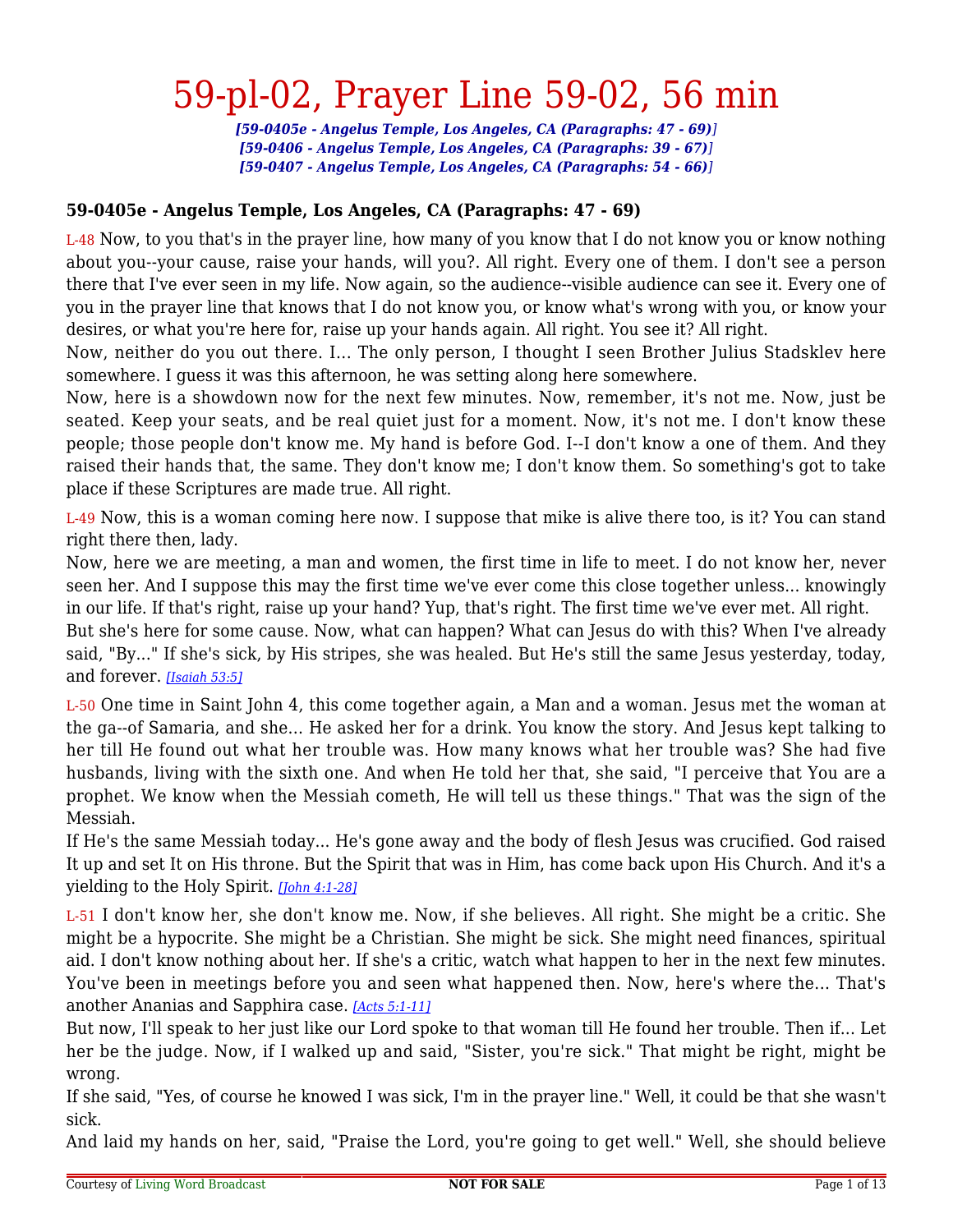# 59-pl-02, Prayer Line 59-02, 56 min

*[59-0405e - Angelus Temple, Los Angeles, CA (Paragraphs: 47 - 69)]*
*[59-0406 - Angelus Temple, Los Angeles, CA (Paragraphs: 39 - 67)]*
*[59-0407 - Angelus Temple, Los Angeles, CA (Paragraphs: 54 - 66)]*

### 59-0405e - Angelus Temple, Los Angeles, CA (Paragraphs: 47 - 69)

L-48 Now, to you that's in the prayer line, how many of you know that I do not know you or know nothing about you--your cause, raise your hands, will you?. All right. Every one of them. I don't see a person there that I've ever seen in my life. Now again, so the audience--visible audience can see it. Every one of you in the prayer line that knows that I do not know you, or know what's wrong with you, or know your desires, or what you're here for, raise up your hands again. All right. You see it? All right.

Now, neither do you out there. I... The only person, I thought I seen Brother Julius Stadsklev here somewhere. I guess it was this afternoon, he was setting along here somewhere.

Now, here is a showdown now for the next few minutes. Now, remember, it's not me. Now, just be seated. Keep your seats, and be real quiet just for a moment. Now, it's not me. I don't know these people; those people don't know me. My hand is before God. I--I don't know a one of them. And they raised their hands that, the same. They don't know me; I don't know them. So something's got to take place if these Scriptures are made true. All right.

L-49 Now, this is a woman coming here now. I suppose that mike is alive there too, is it? You can stand right there then, lady.

Now, here we are meeting, a man and women, the first time in life to meet. I do not know her, never seen her. And I suppose this may the first time we've ever come this close together unless... knowingly in our life. If that's right, raise up your hand? Yup, that's right. The first time we've ever met. All right.

But she's here for some cause. Now, what can happen? What can Jesus do with this? When I've already said, "By..." If she's sick, by His stripes, she was healed. But He's still the same Jesus yesterday, today, and forever. *[Isaiah 53:5]*

L-50 One time in Saint John 4, this come together again, a Man and a woman. Jesus met the woman at the ga--of Samaria, and she... He asked her for a drink. You know the story. And Jesus kept talking to her till He found out what her trouble was. How many knows what her trouble was? She had five husbands, living with the sixth one. And when He told her that, she said, "I perceive that You are a prophet. We know when the Messiah cometh, He will tell us these things." That was the sign of the Messiah.

If He's the same Messiah today... He's gone away and the body of flesh Jesus was crucified. God raised It up and set It on His throne. But the Spirit that was in Him, has come back upon His Church. And it's a yielding to the Holy Spirit. *[John 4:1-28]*

L-51 I don't know her, she don't know me. Now, if she believes. All right. She might be a critic. She might be a hypocrite. She might be a Christian. She might be sick. She might need finances, spiritual aid. I don't know nothing about her. If she's a critic, watch what happen to her in the next few minutes. You've been in meetings before you and seen what happened then. Now, here's where the... That's another Ananias and Sapphira case. *[Acts 5:1-11]*

But now, I'll speak to her just like our Lord spoke to that woman till He found her trouble. Then if... Let her be the judge. Now, if I walked up and said, "Sister, you're sick." That might be right, might be wrong.

If she said, "Yes, of course he knowed I was sick, I'm in the prayer line." Well, it could be that she wasn't sick.

And laid my hands on her, said, "Praise the Lord, you're going to get well." Well, she should believe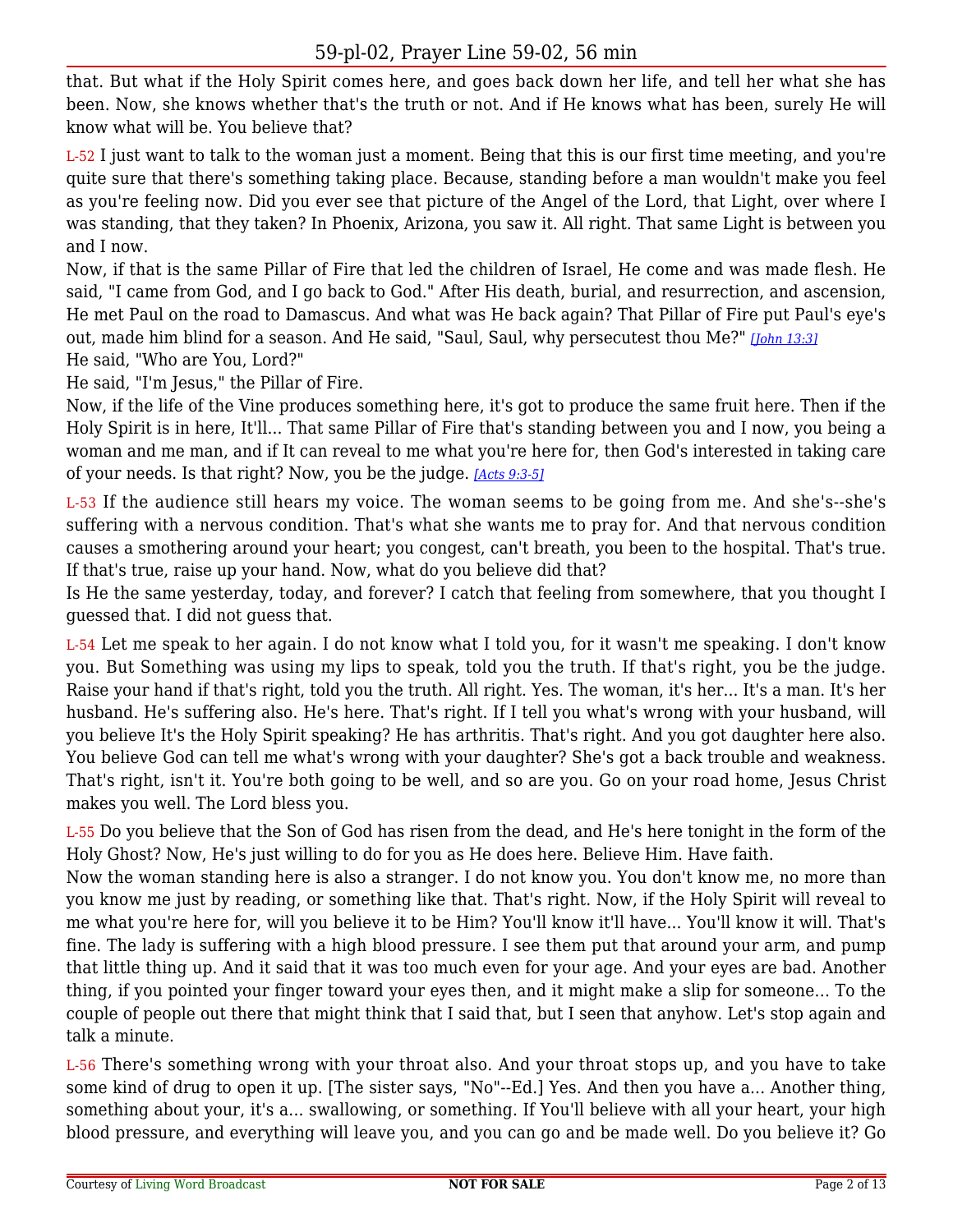that. But what if the Holy Spirit comes here, and goes back down her life, and tell her what she has been. Now, she knows whether that's the truth or not. And if He knows what has been, surely He will know what will be. You believe that?

L-52 I just want to talk to the woman just a moment. Being that this is our first time meeting, and you're quite sure that there's something taking place. Because, standing before a man wouldn't make you feel as you're feeling now. Did you ever see that picture of the Angel of the Lord, that Light, over where I was standing, that they taken? In Phoenix, Arizona, you saw it. All right. That same Light is between you and I now.
Now, if that is the same Pillar of Fire that led the children of Israel, He come and was made flesh. He said, "I came from God, and I go back to God." After His death, burial, and resurrection, and ascension, He met Paul on the road to Damascus. And what was He back again? That Pillar of Fire put Paul's eye's out, made him blind for a season. And He said, "Saul, Saul, why persecutest thou Me?" *[John 13:3]*
He said, "Who are You, Lord?"
He said, "I'm Jesus," the Pillar of Fire.
Now, if the life of the Vine produces something here, it's got to produce the same fruit here. Then if the Holy Spirit is in here, It'll... That same Pillar of Fire that's standing between you and I now, you being a woman and me man, and if It can reveal to me what you're here for, then God's interested in taking care of your needs. Is that right? Now, you be the judge. *[Acts 9:3-5]*

L-53 If the audience still hears my voice. The woman seems to be going from me. And she's--she's suffering with a nervous condition. That's what she wants me to pray for. And that nervous condition causes a smothering around your heart; you congest, can't breath, you been to the hospital. That's true. If that's true, raise up your hand. Now, what do you believe did that?
Is He the same yesterday, today, and forever? I catch that feeling from somewhere, that you thought I guessed that. I did not guess that.

L-54 Let me speak to her again. I do not know what I told you, for it wasn't me speaking. I don't know you. But Something was using my lips to speak, told you the truth. If that's right, you be the judge. Raise your hand if that's right, told you the truth. All right. Yes. The woman, it's her... It's a man. It's her husband. He's suffering also. He's here. That's right. If I tell you what's wrong with your husband, will you believe It's the Holy Spirit speaking? He has arthritis. That's right. And you got daughter here also. You believe God can tell me what's wrong with your daughter? She's got a back trouble and weakness. That's right, isn't it. You're both going to be well, and so are you. Go on your road home, Jesus Christ makes you well. The Lord bless you.

L-55 Do you believe that the Son of God has risen from the dead, and He's here tonight in the form of the Holy Ghost? Now, He's just willing to do for you as He does here. Believe Him. Have faith.
Now the woman standing here is also a stranger. I do not know you. You don't know me, no more than you know me just by reading, or something like that. That's right. Now, if the Holy Spirit will reveal to me what you're here for, will you believe it to be Him? You'll know it'll have... You'll know it will. That's fine. The lady is suffering with a high blood pressure. I see them put that around your arm, and pump that little thing up. And it said that it was too much even for your age. And your eyes are bad. Another thing, if you pointed your finger toward your eyes then, and it might make a slip for someone... To the couple of people out there that might think that I said that, but I seen that anyhow. Let's stop again and talk a minute.

L-56 There's something wrong with your throat also. And your throat stops up, and you have to take some kind of drug to open it up. [The sister says, "No"--Ed.] Yes. And then you have a... Another thing, something about your, it's a... swallowing, or something. If You'll believe with all your heart, your high blood pressure, and everything will leave you, and you can go and be made well. Do you believe it? Go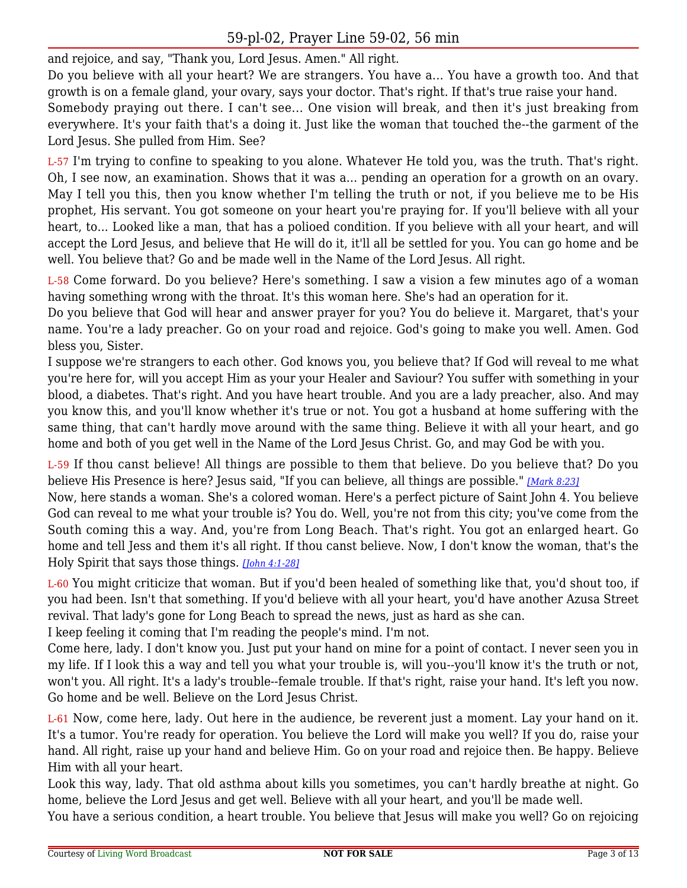and rejoice, and say, "Thank you, Lord Jesus. Amen." All right.

Do you believe with all your heart? We are strangers. You have a... You have a growth too. And that growth is on a female gland, your ovary, says your doctor. That's right. If that's true raise your hand. Somebody praying out there. I can't see... One vision will break, and then it's just breaking from everywhere. It's your faith that's a doing it. Just like the woman that touched the--the garment of the Lord Jesus. She pulled from Him. See?

L-57 I'm trying to confine to speaking to you alone. Whatever He told you, was the truth. That's right. Oh, I see now, an examination. Shows that it was a... pending an operation for a growth on an ovary. May I tell you this, then you know whether I'm telling the truth or not, if you believe me to be His prophet, His servant. You got someone on your heart you're praying for. If you'll believe with all your heart, to... Looked like a man, that has a polioed condition. If you believe with all your heart, and will accept the Lord Jesus, and believe that He will do it, it'll all be settled for you. You can go home and be well. You believe that? Go and be made well in the Name of the Lord Jesus. All right.

L-58 Come forward. Do you believe? Here's something. I saw a vision a few minutes ago of a woman having something wrong with the throat. It's this woman here. She's had an operation for it.

Do you believe that God will hear and answer prayer for you? You do believe it. Margaret, that's your name. You're a lady preacher. Go on your road and rejoice. God's going to make you well. Amen. God bless you, Sister.

I suppose we're strangers to each other. God knows you, you believe that? If God will reveal to me what you're here for, will you accept Him as your your Healer and Saviour? You suffer with something in your blood, a diabetes. That's right. And you have heart trouble. And you are a lady preacher, also. And may you know this, and you'll know whether it's true or not. You got a husband at home suffering with the same thing, that can't hardly move around with the same thing. Believe it with all your heart, and go home and both of you get well in the Name of the Lord Jesus Christ. Go, and may God be with you.

L-59 If thou canst believe! All things are possible to them that believe. Do you believe that? Do you believe His Presence is here? Jesus said, "If you can believe, all things are possible." *[Mark 8:23]*

Now, here stands a woman. She's a colored woman. Here's a perfect picture of Saint John 4. You believe God can reveal to me what your trouble is? You do. Well, you're not from this city; you've come from the South coming this a way. And, you're from Long Beach. That's right. You got an enlarged heart. Go home and tell Jess and them it's all right. If thou canst believe. Now, I don't know the woman, that's the Holy Spirit that says those things. *[John 4:1-28]*

L-60 You might criticize that woman. But if you'd been healed of something like that, you'd shout too, if you had been. Isn't that something. If you'd believe with all your heart, you'd have another Azusa Street revival. That lady's gone for Long Beach to spread the news, just as hard as she can.

I keep feeling it coming that I'm reading the people's mind. I'm not.

Come here, lady. I don't know you. Just put your hand on mine for a point of contact. I never seen you in my life. If I look this a way and tell you what your trouble is, will you--you'll know it's the truth or not, won't you. All right. It's a lady's trouble--female trouble. If that's right, raise your hand. It's left you now. Go home and be well. Believe on the Lord Jesus Christ.

L-61 Now, come here, lady. Out here in the audience, be reverent just a moment. Lay your hand on it. It's a tumor. You're ready for operation. You believe the Lord will make you well? If you do, raise your hand. All right, raise up your hand and believe Him. Go on your road and rejoice then. Be happy. Believe Him with all your heart.

Look this way, lady. That old asthma about kills you sometimes, you can't hardly breathe at night. Go home, believe the Lord Jesus and get well. Believe with all your heart, and you'll be made well.

You have a serious condition, a heart trouble. You believe that Jesus will make you well? Go on rejoicing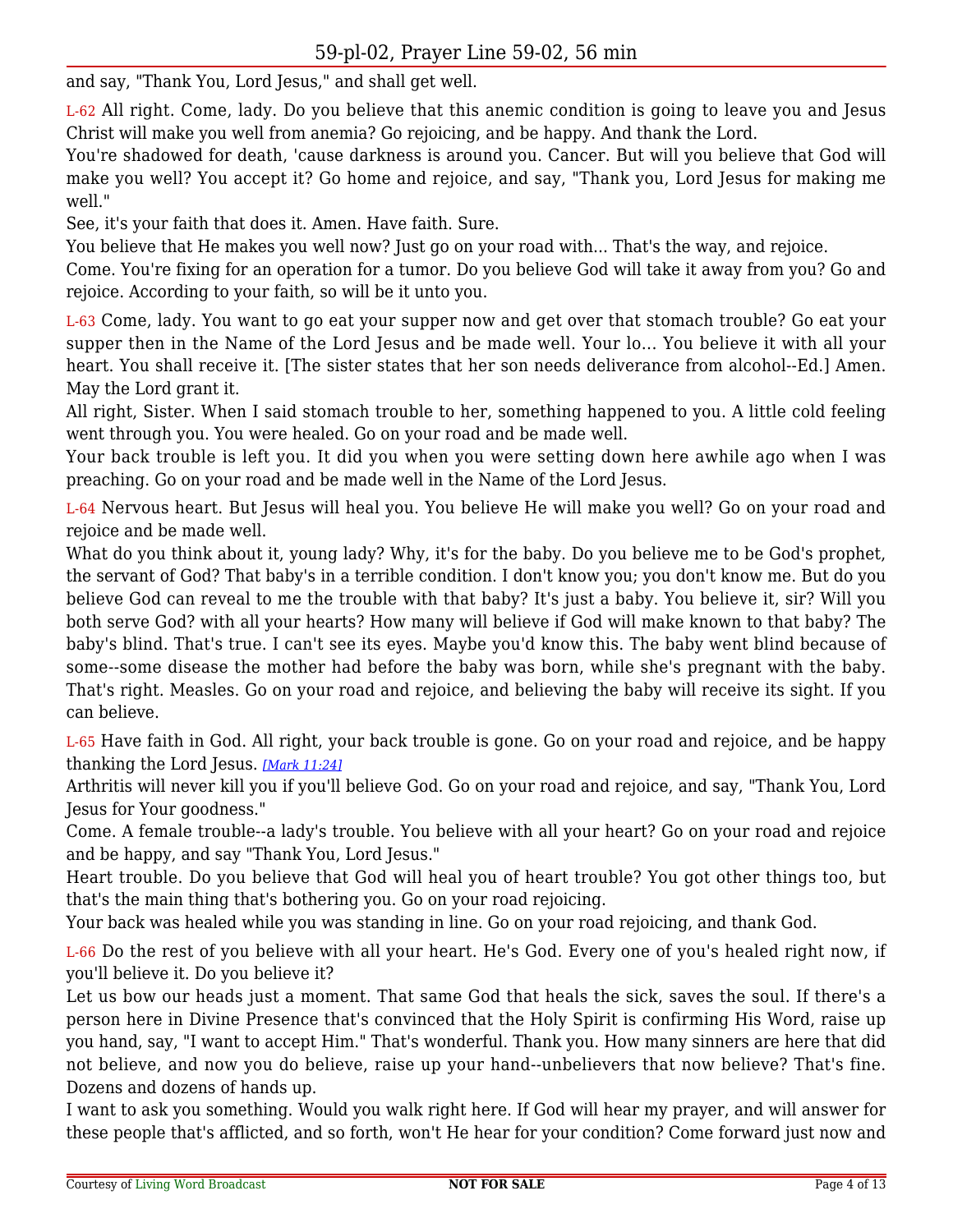and say, "Thank You, Lord Jesus," and shall get well.

L-62 All right. Come, lady. Do you believe that this anemic condition is going to leave you and Jesus Christ will make you well from anemia? Go rejoicing, and be happy. And thank the Lord.

You're shadowed for death, 'cause darkness is around you. Cancer. But will you believe that God will make you well? You accept it? Go home and rejoice, and say, "Thank you, Lord Jesus for making me well."

See, it's your faith that does it. Amen. Have faith. Sure.

You believe that He makes you well now? Just go on your road with... That's the way, and rejoice.

Come. You're fixing for an operation for a tumor. Do you believe God will take it away from you? Go and rejoice. According to your faith, so will be it unto you.

L-63 Come, lady. You want to go eat your supper now and get over that stomach trouble? Go eat your supper then in the Name of the Lord Jesus and be made well. Your lo... You believe it with all your heart. You shall receive it. [The sister states that her son needs deliverance from alcohol--Ed.] Amen. May the Lord grant it.

All right, Sister. When I said stomach trouble to her, something happened to you. A little cold feeling went through you. You were healed. Go on your road and be made well.

Your back trouble is left you. It did you when you were setting down here awhile ago when I was preaching. Go on your road and be made well in the Name of the Lord Jesus.

L-64 Nervous heart. But Jesus will heal you. You believe He will make you well? Go on your road and rejoice and be made well.

What do you think about it, young lady? Why, it's for the baby. Do you believe me to be God's prophet, the servant of God? That baby's in a terrible condition. I don't know you; you don't know me. But do you believe God can reveal to me the trouble with that baby? It's just a baby. You believe it, sir? Will you both serve God? with all your hearts? How many will believe if God will make known to that baby? The baby's blind. That's true. I can't see its eyes. Maybe you'd know this. The baby went blind because of some--some disease the mother had before the baby was born, while she's pregnant with the baby. That's right. Measles. Go on your road and rejoice, and believing the baby will receive its sight. If you can believe.

L-65 Have faith in God. All right, your back trouble is gone. Go on your road and rejoice, and be happy thanking the Lord Jesus. *[Mark 11:24]*

Arthritis will never kill you if you'll believe God. Go on your road and rejoice, and say, "Thank You, Lord Jesus for Your goodness."

Come. A female trouble--a lady's trouble. You believe with all your heart? Go on your road and rejoice and be happy, and say "Thank You, Lord Jesus."

Heart trouble. Do you believe that God will heal you of heart trouble? You got other things too, but that's the main thing that's bothering you. Go on your road rejoicing.

Your back was healed while you was standing in line. Go on your road rejoicing, and thank God.

L-66 Do the rest of you believe with all your heart. He's God. Every one of you's healed right now, if you'll believe it. Do you believe it?

Let us bow our heads just a moment. That same God that heals the sick, saves the soul. If there's a person here in Divine Presence that's convinced that the Holy Spirit is confirming His Word, raise up you hand, say, "I want to accept Him." That's wonderful. Thank you. How many sinners are here that did not believe, and now you do believe, raise up your hand--unbelievers that now believe? That's fine. Dozens and dozens of hands up.

I want to ask you something. Would you walk right here. If God will hear my prayer, and will answer for these people that's afflicted, and so forth, won't He hear for your condition? Come forward just now and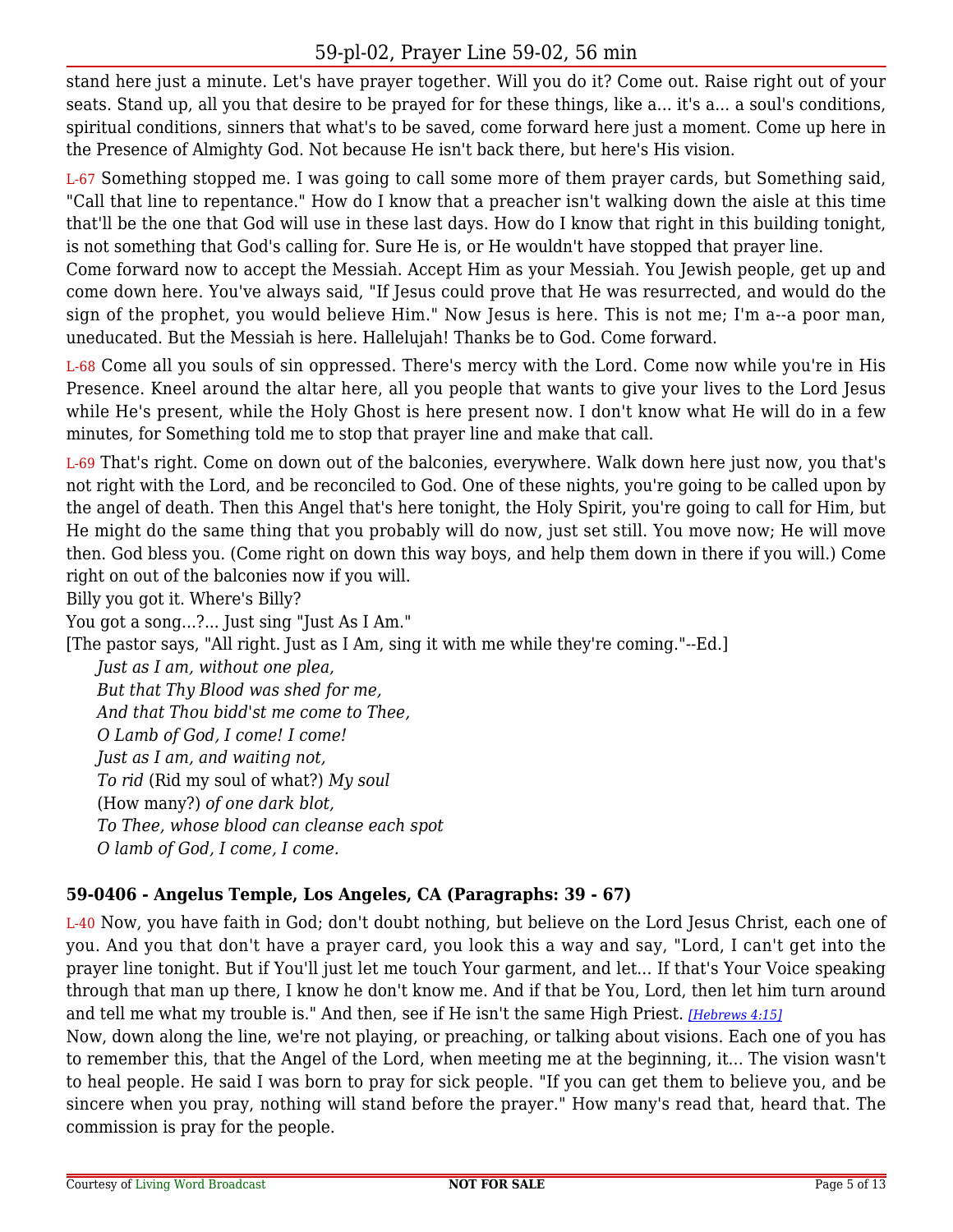stand here just a minute. Let's have prayer together. Will you do it? Come out. Raise right out of your seats. Stand up, all you that desire to be prayed for for these things, like a... it's a... a soul's conditions, spiritual conditions, sinners that what's to be saved, come forward here just a moment. Come up here in the Presence of Almighty God. Not because He isn't back there, but here's His vision.

L-67 Something stopped me. I was going to call some more of them prayer cards, but Something said, "Call that line to repentance." How do I know that a preacher isn't walking down the aisle at this time that'll be the one that God will use in these last days. How do I know that right in this building tonight, is not something that God's calling for. Sure He is, or He wouldn't have stopped that prayer line.
Come forward now to accept the Messiah. Accept Him as your Messiah. You Jewish people, get up and come down here. You've always said, "If Jesus could prove that He was resurrected, and would do the sign of the prophet, you would believe Him." Now Jesus is here. This is not me; I'm a--a poor man, uneducated. But the Messiah is here. Hallelujah! Thanks be to God. Come forward.

L-68 Come all you souls of sin oppressed. There's mercy with the Lord. Come now while you're in His Presence. Kneel around the altar here, all you people that wants to give your lives to the Lord Jesus while He's present, while the Holy Ghost is here present now. I don't know what He will do in a few minutes, for Something told me to stop that prayer line and make that call.

L-69 That's right. Come on down out of the balconies, everywhere. Walk down here just now, you that's not right with the Lord, and be reconciled to God. One of these nights, you're going to be called upon by the angel of death. Then this Angel that's here tonight, the Holy Spirit, you're going to call for Him, but He might do the same thing that you probably will do now, just set still. You move now; He will move then. God bless you. (Come right on down this way boys, and help them down in there if you will.) Come right on out of the balconies now if you will.
Billy you got it. Where's Billy?
You got a song...?... Just sing "Just As I Am."
[The pastor says, "All right. Just as I Am, sing it with me while they're coming."--Ed.]

*Just as I am, without one plea,*
*But that Thy Blood was shed for me,*
*And that Thou bidd'st me come to Thee,*
*O Lamb of God, I come! I come!*
*Just as I am, and waiting not,*
*To rid* (Rid my soul of what?) *My soul*
(How many?) *of one dark blot,*
*To Thee, whose blood can cleanse each spot*
*O lamb of God, I come, I come.*

### 59-0406 - Angelus Temple, Los Angeles, CA (Paragraphs: 39 - 67)

L-40 Now, you have faith in God; don't doubt nothing, but believe on the Lord Jesus Christ, each one of you. And you that don't have a prayer card, you look this a way and say, "Lord, I can't get into the prayer line tonight. But if You'll just let me touch Your garment, and let... If that's Your Voice speaking through that man up there, I know he don't know me. And if that be You, Lord, then let him turn around and tell me what my trouble is." And then, see if He isn't the same High Priest. *[Hebrews 4:15]*
Now, down along the line, we're not playing, or preaching, or talking about visions. Each one of you has to remember this, that the Angel of the Lord, when meeting me at the beginning, it... The vision wasn't to heal people. He said I was born to pray for sick people. "If you can get them to believe you, and be sincere when you pray, nothing will stand before the prayer." How many's read that, heard that. The commission is pray for the people.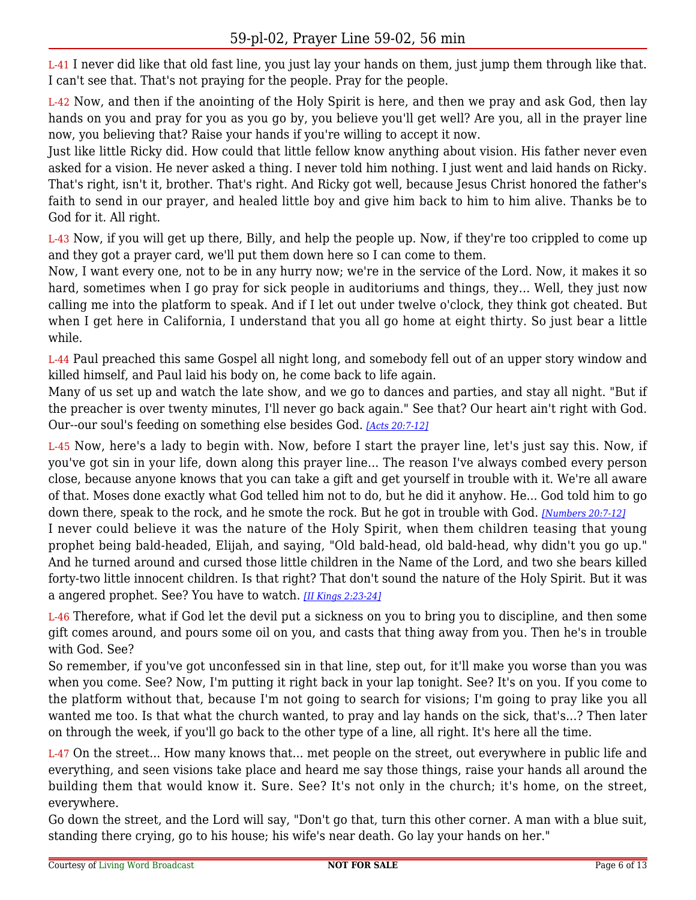L-41 I never did like that old fast line, you just lay your hands on them, just jump them through like that. I can't see that. That's not praying for the people. Pray for the people.

L-42 Now, and then if the anointing of the Holy Spirit is here, and then we pray and ask God, then lay hands on you and pray for you as you go by, you believe you'll get well? Are you, all in the prayer line now, you believing that? Raise your hands if you're willing to accept it now.

Just like little Ricky did. How could that little fellow know anything about vision. His father never even asked for a vision. He never asked a thing. I never told him nothing. I just went and laid hands on Ricky. That's right, isn't it, brother. That's right. And Ricky got well, because Jesus Christ honored the father's faith to send in our prayer, and healed little boy and give him back to him to him alive. Thanks be to God for it. All right.

L-43 Now, if you will get up there, Billy, and help the people up. Now, if they're too crippled to come up and they got a prayer card, we'll put them down here so I can come to them.

Now, I want every one, not to be in any hurry now; we're in the service of the Lord. Now, it makes it so hard, sometimes when I go pray for sick people in auditoriums and things, they... Well, they just now calling me into the platform to speak. And if I let out under twelve o'clock, they think got cheated. But when I get here in California, I understand that you all go home at eight thirty. So just bear a little while.

L-44 Paul preached this same Gospel all night long, and somebody fell out of an upper story window and killed himself, and Paul laid his body on, he come back to life again.

Many of us set up and watch the late show, and we go to dances and parties, and stay all night. "But if the preacher is over twenty minutes, I'll never go back again." See that? Our heart ain't right with God. Our--our soul's feeding on something else besides God. *[Acts 20:7-12]*

L-45 Now, here's a lady to begin with. Now, before I start the prayer line, let's just say this. Now, if you've got sin in your life, down along this prayer line... The reason I've always combed every person close, because anyone knows that you can take a gift and get yourself in trouble with it. We're all aware of that. Moses done exactly what God telled him not to do, but he did it anyhow. He... God told him to go down there, speak to the rock, and he smote the rock. But he got in trouble with God. *[Numbers 20:7-12]*

I never could believe it was the nature of the Holy Spirit, when them children teasing that young prophet being bald-headed, Elijah, and saying, "Old bald-head, old bald-head, why didn't you go up." And he turned around and cursed those little children in the Name of the Lord, and two she bears killed forty-two little innocent children. Is that right? That don't sound the nature of the Holy Spirit. But it was a angered prophet. See? You have to watch. *[II Kings 2:23-24]*

L-46 Therefore, what if God let the devil put a sickness on you to bring you to discipline, and then some gift comes around, and pours some oil on you, and casts that thing away from you. Then he's in trouble with God. See?

So remember, if you've got unconfessed sin in that line, step out, for it'll make you worse than you was when you come. See? Now, I'm putting it right back in your lap tonight. See? It's on you. If you come to the platform without that, because I'm not going to search for visions; I'm going to pray like you all wanted me too. Is that what the church wanted, to pray and lay hands on the sick, that's...? Then later on through the week, if you'll go back to the other type of a line, all right. It's here all the time.

L-47 On the street... How many knows that... met people on the street, out everywhere in public life and everything, and seen visions take place and heard me say those things, raise your hands all around the building them that would know it. Sure. See? It's not only in the church; it's home, on the street, everywhere.

Go down the street, and the Lord will say, "Don't go that, turn this other corner. A man with a blue suit, standing there crying, go to his house; his wife's near death. Go lay your hands on her."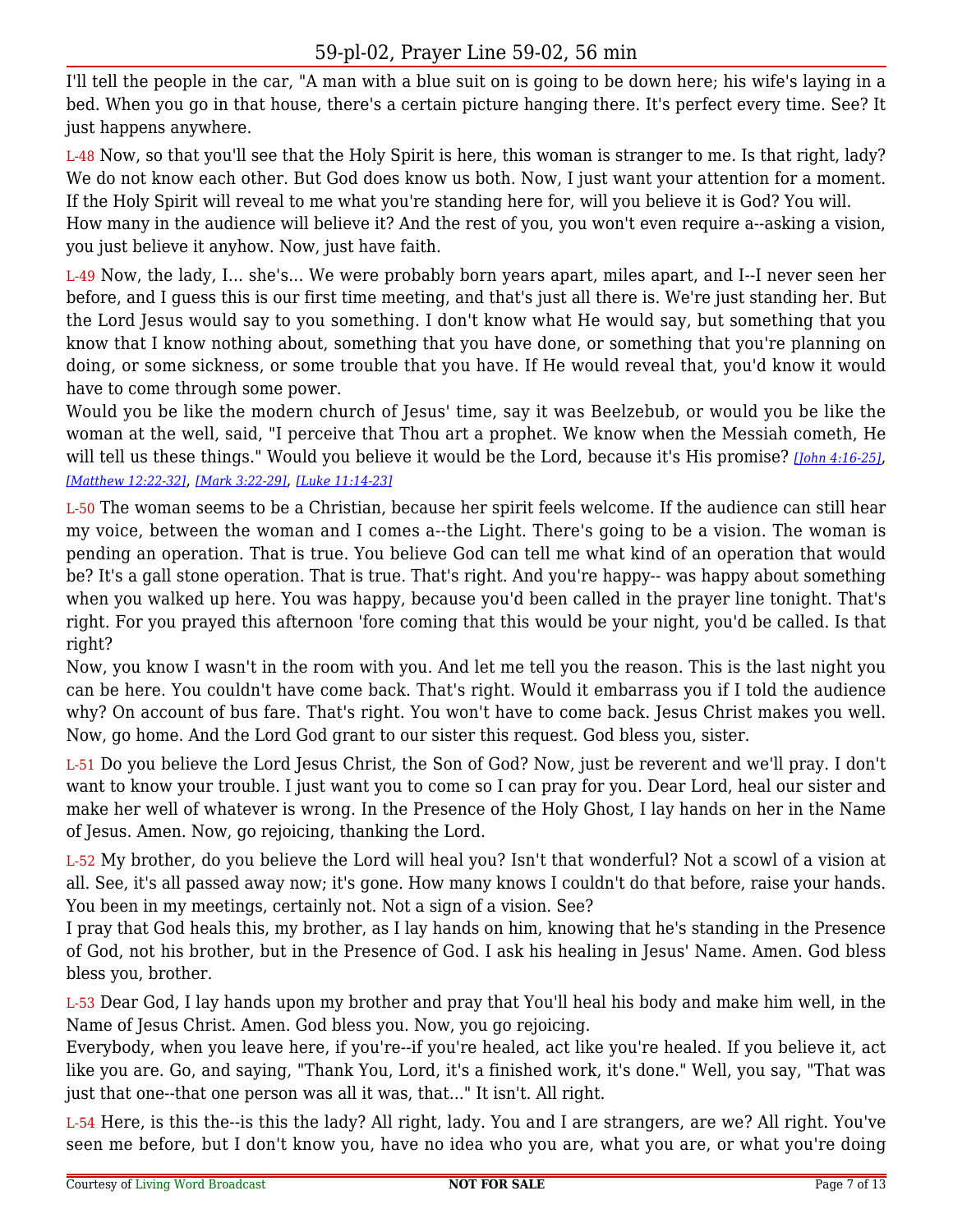I'll tell the people in the car, "A man with a blue suit on is going to be down here; his wife's laying in a bed. When you go in that house, there's a certain picture hanging there. It's perfect every time. See? It just happens anywhere.

L-48 Now, so that you'll see that the Holy Spirit is here, this woman is stranger to me. Is that right, lady? We do not know each other. But God does know us both. Now, I just want your attention for a moment. If the Holy Spirit will reveal to me what you're standing here for, will you believe it is God? You will.
How many in the audience will believe it? And the rest of you, you won't even require a--asking a vision, you just believe it anyhow. Now, just have faith.

L-49 Now, the lady, I... she's... We were probably born years apart, miles apart, and I--I never seen her before, and I guess this is our first time meeting, and that's just all there is. We're just standing her. But the Lord Jesus would say to you something. I don't know what He would say, but something that you know that I know nothing about, something that you have done, or something that you're planning on doing, or some sickness, or some trouble that you have. If He would reveal that, you'd know it would have to come through some power.
Would you be like the modern church of Jesus' time, say it was Beelzebub, or would you be like the woman at the well, said, "I perceive that Thou art a prophet. We know when the Messiah cometh, He will tell us these things." Would you believe it would be the Lord, because it's His promise? *[John 4:16-25]*, *[Matthew 12:22-32]*, *[Mark 3:22-29]*, *[Luke 11:14-23]*

L-50 The woman seems to be a Christian, because her spirit feels welcome. If the audience can still hear my voice, between the woman and I comes a--the Light. There's going to be a vision. The woman is pending an operation. That is true. You believe God can tell me what kind of an operation that would be? It's a gall stone operation. That is true. That's right. And you're happy-- was happy about something when you walked up here. You was happy, because you'd been called in the prayer line tonight. That's right. For you prayed this afternoon 'fore coming that this would be your night, you'd be called. Is that right?
Now, you know I wasn't in the room with you. And let me tell you the reason. This is the last night you can be here. You couldn't have come back. That's right. Would it embarrass you if I told the audience why? On account of bus fare. That's right. You won't have to come back. Jesus Christ makes you well. Now, go home. And the Lord God grant to our sister this request. God bless you, sister.

L-51 Do you believe the Lord Jesus Christ, the Son of God? Now, just be reverent and we'll pray. I don't want to know your trouble. I just want you to come so I can pray for you. Dear Lord, heal our sister and make her well of whatever is wrong. In the Presence of the Holy Ghost, I lay hands on her in the Name of Jesus. Amen. Now, go rejoicing, thanking the Lord.

L-52 My brother, do you believe the Lord will heal you? Isn't that wonderful? Not a scowl of a vision at all. See, it's all passed away now; it's gone. How many knows I couldn't do that before, raise your hands. You been in my meetings, certainly not. Not a sign of a vision. See?
I pray that God heals this, my brother, as I lay hands on him, knowing that he's standing in the Presence of God, not his brother, but in the Presence of God. I ask his healing in Jesus' Name. Amen. God bless bless you, brother.

L-53 Dear God, I lay hands upon my brother and pray that You'll heal his body and make him well, in the Name of Jesus Christ. Amen. God bless you. Now, you go rejoicing.
Everybody, when you leave here, if you're--if you're healed, act like you're healed. If you believe it, act like you are. Go, and saying, "Thank You, Lord, it's a finished work, it's done." Well, you say, "That was just that one--that one person was all it was, that..." It isn't. All right.

L-54 Here, is this the--is this the lady? All right, lady. You and I are strangers, are we? All right. You've seen me before, but I don't know you, have no idea who you are, what you are, or what you're doing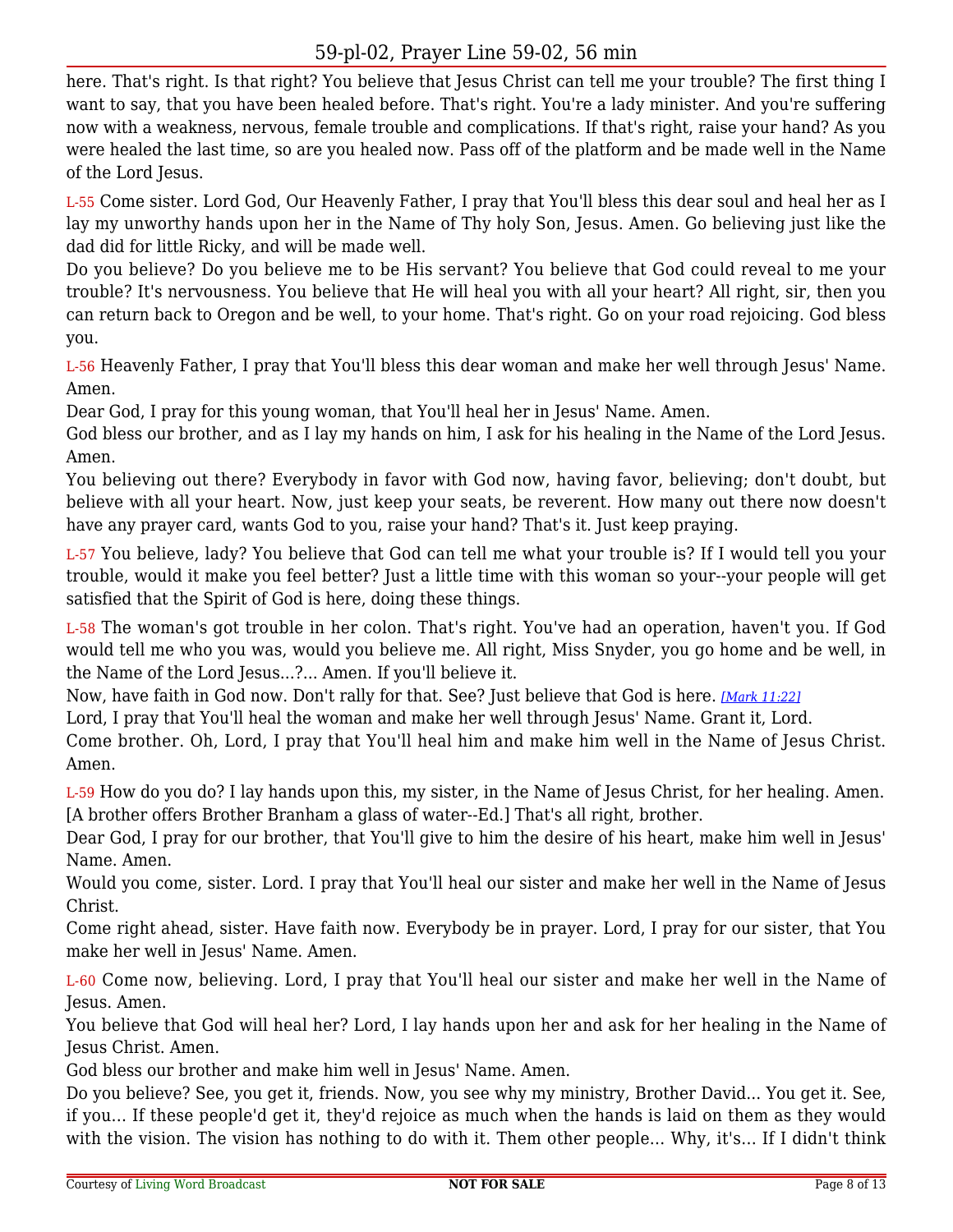here. That's right. Is that right? You believe that Jesus Christ can tell me your trouble? The first thing I want to say, that you have been healed before. That's right. You're a lady minister. And you're suffering now with a weakness, nervous, female trouble and complications. If that's right, raise your hand? As you were healed the last time, so are you healed now. Pass off of the platform and be made well in the Name of the Lord Jesus.

L-55 Come sister. Lord God, Our Heavenly Father, I pray that You'll bless this dear soul and heal her as I lay my unworthy hands upon her in the Name of Thy holy Son, Jesus. Amen. Go believing just like the dad did for little Ricky, and will be made well.

Do you believe? Do you believe me to be His servant? You believe that God could reveal to me your trouble? It's nervousness. You believe that He will heal you with all your heart? All right, sir, then you can return back to Oregon and be well, to your home. That's right. Go on your road rejoicing. God bless you.

L-56 Heavenly Father, I pray that You'll bless this dear woman and make her well through Jesus' Name. Amen.

Dear God, I pray for this young woman, that You'll heal her in Jesus' Name. Amen.

God bless our brother, and as I lay my hands on him, I ask for his healing in the Name of the Lord Jesus. Amen.

You believing out there? Everybody in favor with God now, having favor, believing; don't doubt, but believe with all your heart. Now, just keep your seats, be reverent. How many out there now doesn't have any prayer card, wants God to you, raise your hand? That's it. Just keep praying.

L-57 You believe, lady? You believe that God can tell me what your trouble is? If I would tell you your trouble, would it make you feel better? Just a little time with this woman so your--your people will get satisfied that the Spirit of God is here, doing these things.

L-58 The woman's got trouble in her colon. That's right. You've had an operation, haven't you. If God would tell me who you was, would you believe me. All right, Miss Snyder, you go home and be well, in the Name of the Lord Jesus...?... Amen. If you'll believe it.

Now, have faith in God now. Don't rally for that. See? Just believe that God is here. *[Mark 11:22]*

Lord, I pray that You'll heal the woman and make her well through Jesus' Name. Grant it, Lord.

Come brother. Oh, Lord, I pray that You'll heal him and make him well in the Name of Jesus Christ. Amen.

L-59 How do you do? I lay hands upon this, my sister, in the Name of Jesus Christ, for her healing. Amen. [A brother offers Brother Branham a glass of water--Ed.] That's all right, brother.

Dear God, I pray for our brother, that You'll give to him the desire of his heart, make him well in Jesus' Name. Amen.

Would you come, sister. Lord. I pray that You'll heal our sister and make her well in the Name of Jesus Christ.

Come right ahead, sister. Have faith now. Everybody be in prayer. Lord, I pray for our sister, that You make her well in Jesus' Name. Amen.

L-60 Come now, believing. Lord, I pray that You'll heal our sister and make her well in the Name of Jesus. Amen.

You believe that God will heal her? Lord, I lay hands upon her and ask for her healing in the Name of Jesus Christ. Amen.

God bless our brother and make him well in Jesus' Name. Amen.

Do you believe? See, you get it, friends. Now, you see why my ministry, Brother David... You get it. See, if you... If these people'd get it, they'd rejoice as much when the hands is laid on them as they would with the vision. The vision has nothing to do with it. Them other people... Why, it's... If I didn't think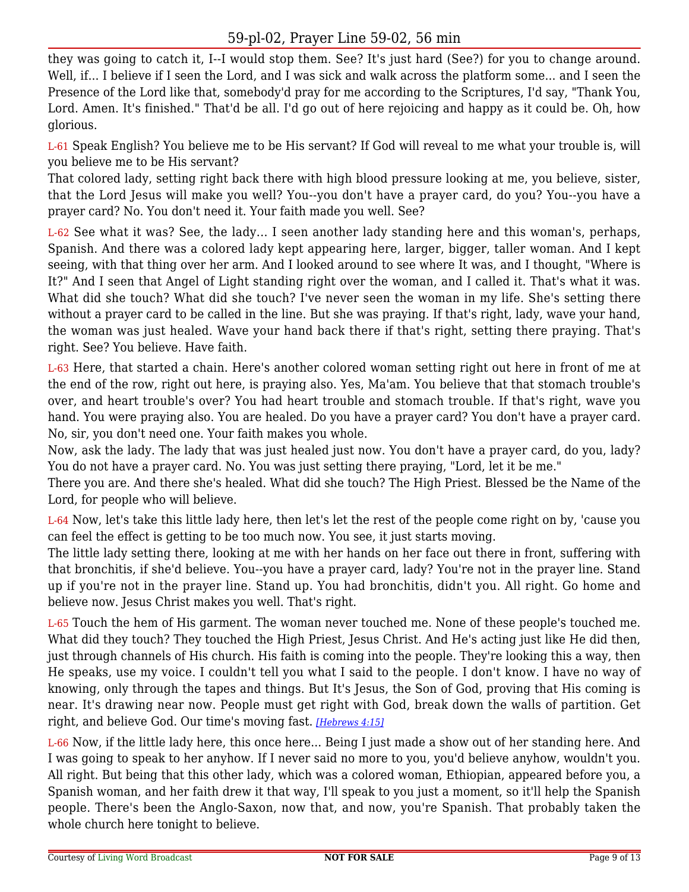they was going to catch it, I--I would stop them. See? It's just hard (See?) for you to change around. Well, if... I believe if I seen the Lord, and I was sick and walk across the platform some... and I seen the Presence of the Lord like that, somebody'd pray for me according to the Scriptures, I'd say, "Thank You, Lord. Amen. It's finished." That'd be all. I'd go out of here rejoicing and happy as it could be. Oh, how glorious.

L-61 Speak English? You believe me to be His servant? If God will reveal to me what your trouble is, will you believe me to be His servant?

That colored lady, setting right back there with high blood pressure looking at me, you believe, sister, that the Lord Jesus will make you well? You--you don't have a prayer card, do you? You--you have a prayer card? No. You don't need it. Your faith made you well. See?

L-62 See what it was? See, the lady... I seen another lady standing here and this woman's, perhaps, Spanish. And there was a colored lady kept appearing here, larger, bigger, taller woman. And I kept seeing, with that thing over her arm. And I looked around to see where It was, and I thought, "Where is It?" And I seen that Angel of Light standing right over the woman, and I called it. That's what it was. What did she touch? What did she touch? I've never seen the woman in my life. She's setting there without a prayer card to be called in the line. But she was praying. If that's right, lady, wave your hand, the woman was just healed. Wave your hand back there if that's right, setting there praying. That's right. See? You believe. Have faith.

L-63 Here, that started a chain. Here's another colored woman setting right out here in front of me at the end of the row, right out here, is praying also. Yes, Ma'am. You believe that that stomach trouble's over, and heart trouble's over? You had heart trouble and stomach trouble. If that's right, wave you hand. You were praying also. You are healed. Do you have a prayer card? You don't have a prayer card. No, sir, you don't need one. Your faith makes you whole.

Now, ask the lady. The lady that was just healed just now. You don't have a prayer card, do you, lady? You do not have a prayer card. No. You was just setting there praying, "Lord, let it be me."

There you are. And there she's healed. What did she touch? The High Priest. Blessed be the Name of the Lord, for people who will believe.

L-64 Now, let's take this little lady here, then let's let the rest of the people come right on by, 'cause you can feel the effect is getting to be too much now. You see, it just starts moving.

The little lady setting there, looking at me with her hands on her face out there in front, suffering with that bronchitis, if she'd believe. You--you have a prayer card, lady? You're not in the prayer line. Stand up if you're not in the prayer line. Stand up. You had bronchitis, didn't you. All right. Go home and believe now. Jesus Christ makes you well. That's right.

L-65 Touch the hem of His garment. The woman never touched me. None of these people's touched me. What did they touch? They touched the High Priest, Jesus Christ. And He's acting just like He did then, just through channels of His church. His faith is coming into the people. They're looking this a way, then He speaks, use my voice. I couldn't tell you what I said to the people. I don't know. I have no way of knowing, only through the tapes and things. But It's Jesus, the Son of God, proving that His coming is near. It's drawing near now. People must get right with God, break down the walls of partition. Get right, and believe God. Our time's moving fast. *[Hebrews 4:15]*

L-66 Now, if the little lady here, this once here... Being I just made a show out of her standing here. And I was going to speak to her anyhow. If I never said no more to you, you'd believe anyhow, wouldn't you. All right. But being that this other lady, which was a colored woman, Ethiopian, appeared before you, a Spanish woman, and her faith drew it that way, I'll speak to you just a moment, so it'll help the Spanish people. There's been the Anglo-Saxon, now that, and now, you're Spanish. That probably taken the whole church here tonight to believe.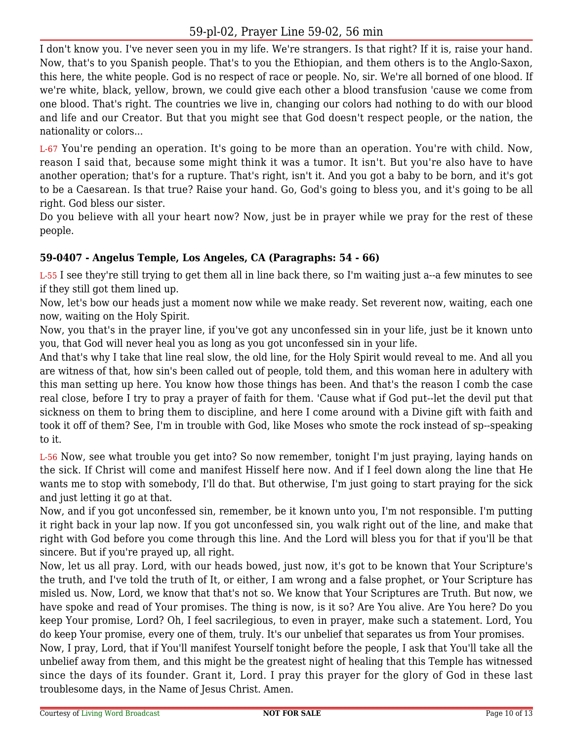I don't know you. I've never seen you in my life. We're strangers. Is that right? If it is, raise your hand. Now, that's to you Spanish people. That's to you the Ethiopian, and them others is to the Anglo-Saxon, this here, the white people. God is no respect of race or people. No, sir. We're all borned of one blood. If we're white, black, yellow, brown, we could give each other a blood transfusion 'cause we come from one blood. That's right. The countries we live in, changing our colors had nothing to do with our blood and life and our Creator. But that you might see that God doesn't respect people, or the nation, the nationality or colors...

L-67 You're pending an operation. It's going to be more than an operation. You're with child. Now, reason I said that, because some might think it was a tumor. It isn't. But you're also have to have another operation; that's for a rupture. That's right, isn't it. And you got a baby to be born, and it's got to be a Caesarean. Is that true? Raise your hand. Go, God's going to bless you, and it's going to be all right. God bless our sister.
Do you believe with all your heart now? Now, just be in prayer while we pray for the rest of these people.

### 59-0407 - Angelus Temple, Los Angeles, CA (Paragraphs: 54 - 66)

L-55 I see they're still trying to get them all in line back there, so I'm waiting just a--a few minutes to see if they still got them lined up.
Now, let's bow our heads just a moment now while we make ready. Set reverent now, waiting, each one now, waiting on the Holy Spirit.
Now, you that's in the prayer line, if you've got any unconfessed sin in your life, just be it known unto you, that God will never heal you as long as you got unconfessed sin in your life.
And that's why I take that line real slow, the old line, for the Holy Spirit would reveal to me. And all you are witness of that, how sin's been called out of people, told them, and this woman here in adultery with this man setting up here. You know how those things has been. And that's the reason I comb the case real close, before I try to pray a prayer of faith for them. 'Cause what if God put--let the devil put that sickness on them to bring them to discipline, and here I come around with a Divine gift with faith and took it off of them? See, I'm in trouble with God, like Moses who smote the rock instead of sp--speaking to it.

L-56 Now, see what trouble you get into? So now remember, tonight I'm just praying, laying hands on the sick. If Christ will come and manifest Hisself here now. And if I feel down along the line that He wants me to stop with somebody, I'll do that. But otherwise, I'm just going to start praying for the sick and just letting it go at that.
Now, and if you got unconfessed sin, remember, be it known unto you, I'm not responsible. I'm putting it right back in your lap now. If you got unconfessed sin, you walk right out of the line, and make that right with God before you come through this line. And the Lord will bless you for that if you'll be that sincere. But if you're prayed up, all right.
Now, let us all pray. Lord, with our heads bowed, just now, it's got to be known that Your Scripture's the truth, and I've told the truth of It, or either, I am wrong and a false prophet, or Your Scripture has misled us. Now, Lord, we know that that's not so. We know that Your Scriptures are Truth. But now, we have spoke and read of Your promises. The thing is now, is it so? Are You alive. Are You here? Do you keep Your promise, Lord? Oh, I feel sacrilegious, to even in prayer, make such a statement. Lord, You do keep Your promise, every one of them, truly. It's our unbelief that separates us from Your promises.
Now, I pray, Lord, that if You'll manifest Yourself tonight before the people, I ask that You'll take all the unbelief away from them, and this might be the greatest night of healing that this Temple has witnessed since the days of its founder. Grant it, Lord. I pray this prayer for the glory of God in these last troublesome days, in the Name of Jesus Christ. Amen.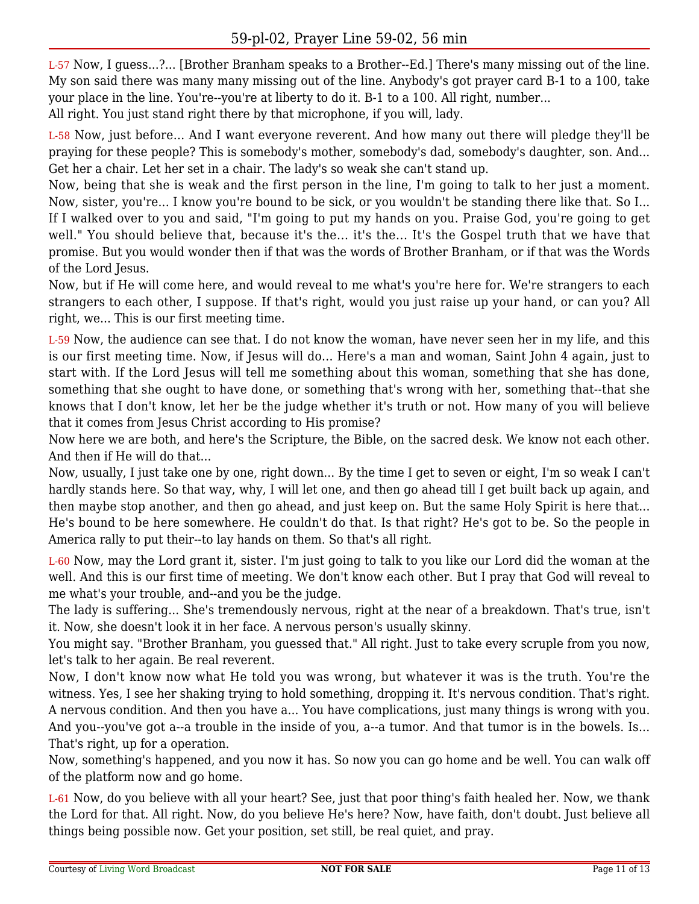L-57 Now, I guess...?... [Brother Branham speaks to a Brother--Ed.] There's many missing out of the line. My son said there was many many missing out of the line. Anybody's got prayer card B-1 to a 100, take your place in the line. You're--you're at liberty to do it. B-1 to a 100. All right, number...
All right. You just stand right there by that microphone, if you will, lady.

L-58 Now, just before... And I want everyone reverent. And how many out there will pledge they'll be praying for these people? This is somebody's mother, somebody's dad, somebody's daughter, son. And... Get her a chair. Let her set in a chair. The lady's so weak she can't stand up.
Now, being that she is weak and the first person in the line, I'm going to talk to her just a moment. Now, sister, you're... I know you're bound to be sick, or you wouldn't be standing there like that. So I... If I walked over to you and said, "I'm going to put my hands on you. Praise God, you're going to get well." You should believe that, because it's the... it's the... It's the Gospel truth that we have that promise. But you would wonder then if that was the words of Brother Branham, or if that was the Words of the Lord Jesus.
Now, but if He will come here, and would reveal to me what's you're here for. We're strangers to each strangers to each other, I suppose. If that's right, would you just raise up your hand, or can you? All right, we... This is our first meeting time.

L-59 Now, the audience can see that. I do not know the woman, have never seen her in my life, and this is our first meeting time. Now, if Jesus will do... Here's a man and woman, Saint John 4 again, just to start with. If the Lord Jesus will tell me something about this woman, something that she has done, something that she ought to have done, or something that's wrong with her, something that--that she knows that I don't know, let her be the judge whether it's truth or not. How many of you will believe that it comes from Jesus Christ according to His promise?
Now here we are both, and here's the Scripture, the Bible, on the sacred desk. We know not each other. And then if He will do that...
Now, usually, I just take one by one, right down... By the time I get to seven or eight, I'm so weak I can't hardly stands here. So that way, why, I will let one, and then go ahead till I get built back up again, and then maybe stop another, and then go ahead, and just keep on. But the same Holy Spirit is here that... He's bound to be here somewhere. He couldn't do that. Is that right? He's got to be. So the people in America rally to put their--to lay hands on them. So that's all right.

L-60 Now, may the Lord grant it, sister. I'm just going to talk to you like our Lord did the woman at the well. And this is our first time of meeting. We don't know each other. But I pray that God will reveal to me what's your trouble, and--and you be the judge.
The lady is suffering... She's tremendously nervous, right at the near of a breakdown. That's true, isn't it. Now, she doesn't look it in her face. A nervous person's usually skinny.
You might say. "Brother Branham, you guessed that." All right. Just to take every scruple from you now, let's talk to her again. Be real reverent.
Now, I don't know now what He told you was wrong, but whatever it was is the truth. You're the witness. Yes, I see her shaking trying to hold something, dropping it. It's nervous condition. That's right. A nervous condition. And then you have a... You have complications, just many things is wrong with you. And you--you've got a--a trouble in the inside of you, a--a tumor. And that tumor is in the bowels. Is... That's right, up for a operation.
Now, something's happened, and you now it has. So now you can go home and be well. You can walk off of the platform now and go home.

L-61 Now, do you believe with all your heart? See, just that poor thing's faith healed her. Now, we thank the Lord for that. All right. Now, do you believe He's here? Now, have faith, don't doubt. Just believe all things being possible now. Get your position, set still, be real quiet, and pray.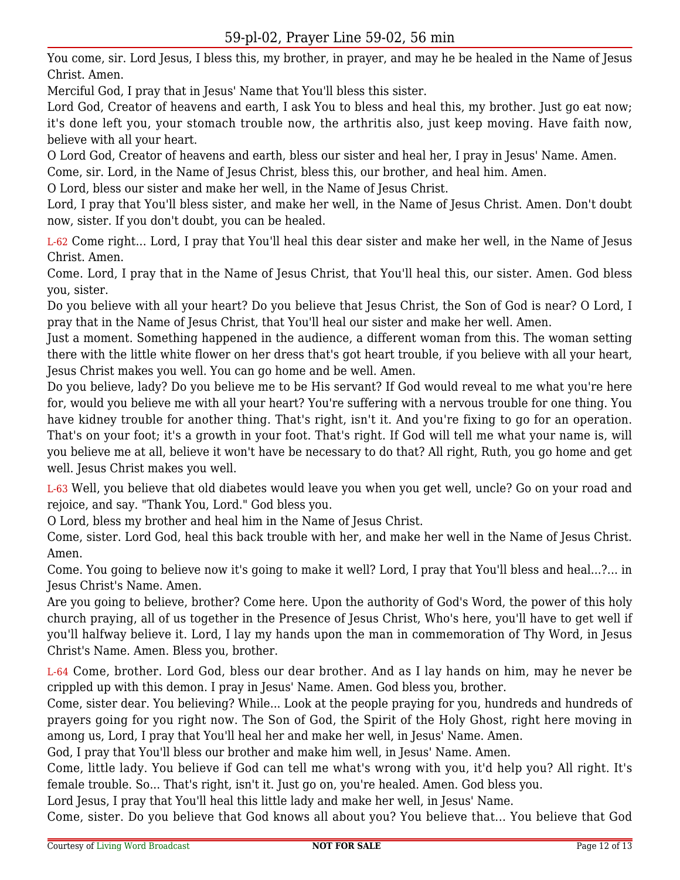You come, sir. Lord Jesus, I bless this, my brother, in prayer, and may he be healed in the Name of Jesus Christ. Amen.

Merciful God, I pray that in Jesus' Name that You'll bless this sister.

Lord God, Creator of heavens and earth, I ask You to bless and heal this, my brother. Just go eat now; it's done left you, your stomach trouble now, the arthritis also, just keep moving. Have faith now, believe with all your heart.

O Lord God, Creator of heavens and earth, bless our sister and heal her, I pray in Jesus' Name. Amen.

Come, sir. Lord, in the Name of Jesus Christ, bless this, our brother, and heal him. Amen.

O Lord, bless our sister and make her well, in the Name of Jesus Christ.

Lord, I pray that You'll bless sister, and make her well, in the Name of Jesus Christ. Amen. Don't doubt now, sister. If you don't doubt, you can be healed.

L-62 Come right... Lord, I pray that You'll heal this dear sister and make her well, in the Name of Jesus Christ. Amen.

Come. Lord, I pray that in the Name of Jesus Christ, that You'll heal this, our sister. Amen. God bless you, sister.

Do you believe with all your heart? Do you believe that Jesus Christ, the Son of God is near? O Lord, I pray that in the Name of Jesus Christ, that You'll heal our sister and make her well. Amen.

Just a moment. Something happened in the audience, a different woman from this. The woman setting there with the little white flower on her dress that's got heart trouble, if you believe with all your heart, Jesus Christ makes you well. You can go home and be well. Amen.

Do you believe, lady? Do you believe me to be His servant? If God would reveal to me what you're here for, would you believe me with all your heart? You're suffering with a nervous trouble for one thing. You have kidney trouble for another thing. That's right, isn't it. And you're fixing to go for an operation. That's on your foot; it's a growth in your foot. That's right. If God will tell me what your name is, will you believe me at all, believe it won't have be necessary to do that? All right, Ruth, you go home and get well. Jesus Christ makes you well.

L-63 Well, you believe that old diabetes would leave you when you get well, uncle? Go on your road and rejoice, and say. "Thank You, Lord." God bless you.

O Lord, bless my brother and heal him in the Name of Jesus Christ.

Come, sister. Lord God, heal this back trouble with her, and make her well in the Name of Jesus Christ. Amen.

Come. You going to believe now it's going to make it well? Lord, I pray that You'll bless and heal...?... in Jesus Christ's Name. Amen.

Are you going to believe, brother? Come here. Upon the authority of God's Word, the power of this holy church praying, all of us together in the Presence of Jesus Christ, Who's here, you'll have to get well if you'll halfway believe it. Lord, I lay my hands upon the man in commemoration of Thy Word, in Jesus Christ's Name. Amen. Bless you, brother.

L-64 Come, brother. Lord God, bless our dear brother. And as I lay hands on him, may he never be crippled up with this demon. I pray in Jesus' Name. Amen. God bless you, brother.

Come, sister dear. You believing? While... Look at the people praying for you, hundreds and hundreds of prayers going for you right now. The Son of God, the Spirit of the Holy Ghost, right here moving in among us, Lord, I pray that You'll heal her and make her well, in Jesus' Name. Amen.

God, I pray that You'll bless our brother and make him well, in Jesus' Name. Amen.

Come, little lady. You believe if God can tell me what's wrong with you, it'd help you? All right. It's female trouble. So... That's right, isn't it. Just go on, you're healed. Amen. God bless you.

Lord Jesus, I pray that You'll heal this little lady and make her well, in Jesus' Name.

Come, sister. Do you believe that God knows all about you? You believe that... You believe that God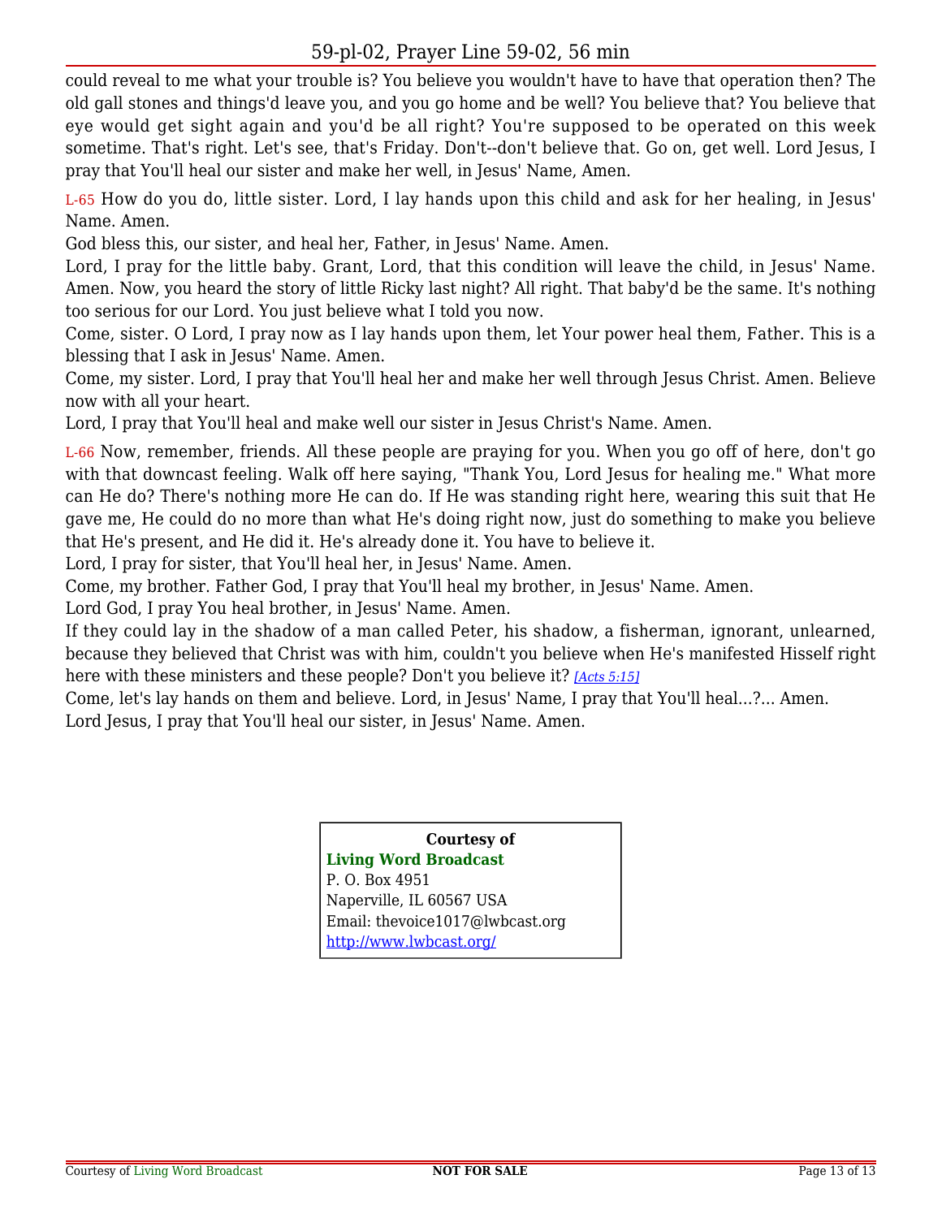could reveal to me what your trouble is? You believe you wouldn't have to have that operation then? The old gall stones and things'd leave you, and you go home and be well? You believe that? You believe that eye would get sight again and you'd be all right? You're supposed to be operated on this week sometime. That's right. Let's see, that's Friday. Don't--don't believe that. Go on, get well. Lord Jesus, I pray that You'll heal our sister and make her well, in Jesus' Name, Amen.

L-65 How do you do, little sister. Lord, I lay hands upon this child and ask for her healing, in Jesus' Name. Amen.

God bless this, our sister, and heal her, Father, in Jesus' Name. Amen.

Lord, I pray for the little baby. Grant, Lord, that this condition will leave the child, in Jesus' Name. Amen. Now, you heard the story of little Ricky last night? All right. That baby'd be the same. It's nothing too serious for our Lord. You just believe what I told you now.

Come, sister. O Lord, I pray now as I lay hands upon them, let Your power heal them, Father. This is a blessing that I ask in Jesus' Name. Amen.

Come, my sister. Lord, I pray that You'll heal her and make her well through Jesus Christ. Amen. Believe now with all your heart.

Lord, I pray that You'll heal and make well our sister in Jesus Christ's Name. Amen.

L-66 Now, remember, friends. All these people are praying for you. When you go off of here, don't go with that downcast feeling. Walk off here saying, "Thank You, Lord Jesus for healing me." What more can He do? There's nothing more He can do. If He was standing right here, wearing this suit that He gave me, He could do no more than what He's doing right now, just do something to make you believe that He's present, and He did it. He's already done it. You have to believe it.

Lord, I pray for sister, that You'll heal her, in Jesus' Name. Amen.

Come, my brother. Father God, I pray that You'll heal my brother, in Jesus' Name. Amen.

Lord God, I pray You heal brother, in Jesus' Name. Amen.

If they could lay in the shadow of a man called Peter, his shadow, a fisherman, ignorant, unlearned, because they believed that Christ was with him, couldn't you believe when He's manifested Hisself right here with these ministers and these people? Don't you believe it? *[Acts 5:15]*

Come, let's lay hands on them and believe. Lord, in Jesus' Name, I pray that You'll heal...?... Amen.

Lord Jesus, I pray that You'll heal our sister, in Jesus' Name. Amen.

**Courtesy of**
**Living Word Broadcast**
P. O. Box 4951
Naperville, IL 60567 USA
Email: thevoice1017@lwbcast.org
http://www.lwbcast.org/